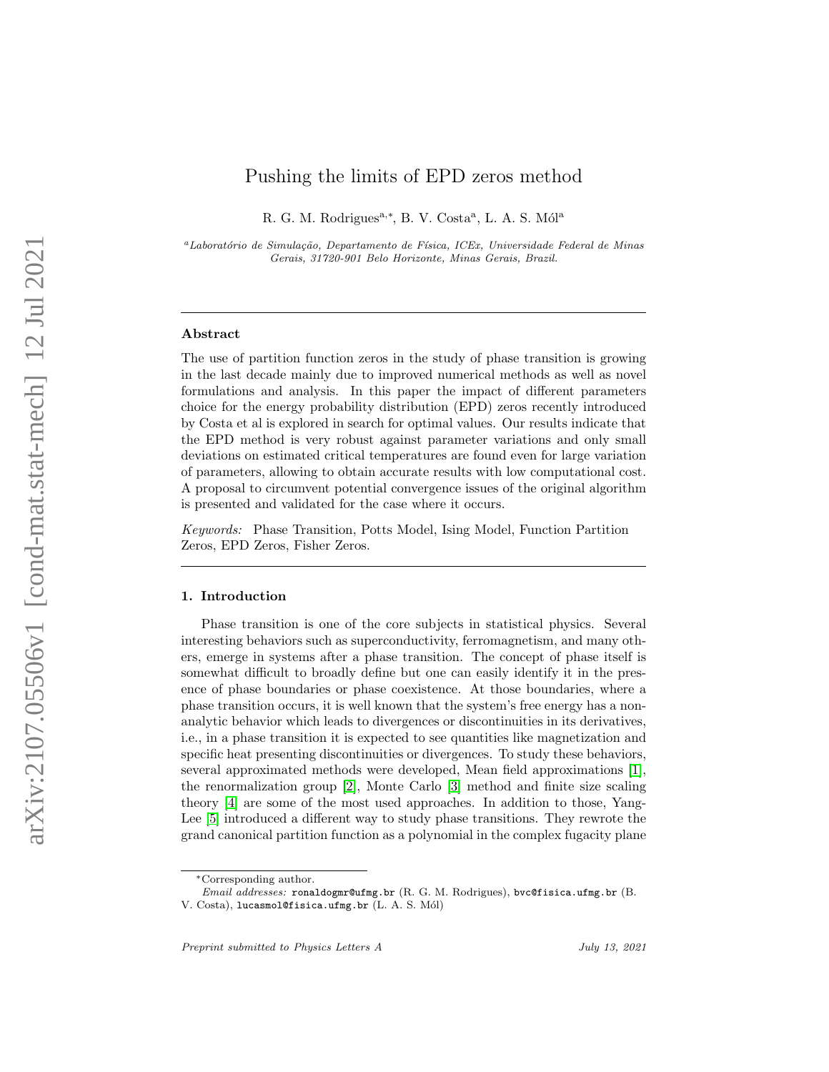# Pushing the limits of EPD zeros method

R. G. M. Rodrigues[a,*], B. V. Costa[a], L. A. S. Mól[a]

[a]*Laboratório de Simulação, Departamento de Física, ICEx, Universidade Federal de Minas Gerais, 31720-901 Belo Horizonte, Minas Gerais, Brazil.*

---

### Abstract

The use of partition function zeros in the study of phase transition is growing in the last decade mainly due to improved numerical methods as well as novel formulations and analysis. In this paper the impact of different parameters choice for the energy probability distribution (EPD) zeros recently introduced by Costa et al is explored in search for optimal values. Our results indicate that the EPD method is very robust against parameter variations and only small deviations on estimated critical temperatures are found even for large variation of parameters, allowing to obtain accurate results with low computational cost. A proposal to circumvent potential convergence issues of the original algorithm is presented and validated for the case where it occurs.

*Keywords:* Phase Transition, Potts Model, Ising Model, Function Partition Zeros, EPD Zeros, Fisher Zeros.

---

## 1. Introduction

Phase transition is one of the core subjects in statistical physics. Several interesting behaviors such as superconductivity, ferromagnetism, and many others, emerge in systems after a phase transition. The concept of phase itself is somewhat difficult to broadly define but one can easily identify it in the presence of phase boundaries or phase coexistence. At those boundaries, where a phase transition occurs, it is well known that the system's free energy has a non-analytic behavior which leads to divergences or discontinuities in its derivatives, i.e., in a phase transition it is expected to see quantities like magnetization and specific heat presenting discontinuities or divergences. To study these behaviors, several approximated methods were developed, Mean field approximations [1], the renormalization group [2], Monte Carlo [3] method and finite size scaling theory [4] are some of the most used approaches. In addition to those, Yang-Lee [5] introduced a different way to study phase transitions. They rewrote the grand canonical partition function as a polynomial in the complex fugacity plane

---

*Corresponding author.
*Email addresses:* ronaldogmr@ufmg.br (R. G. M. Rodrigues), bvc@fisica.ufmg.br (B. V. Costa), lucasmol@fisica.ufmg.br (L. A. S. Mól)

*Preprint submitted to Physics Letters A* — *July 13, 2021*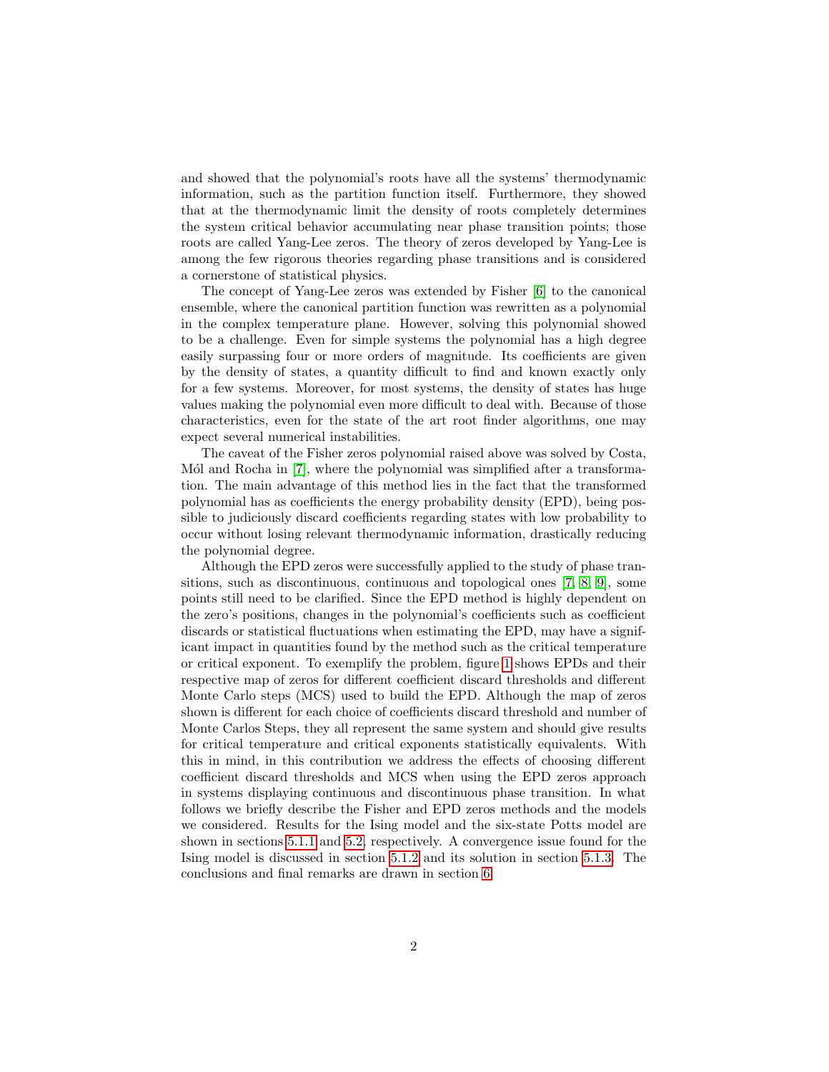and showed that the polynomial's roots have all the systems' thermodynamic information, such as the partition function itself. Furthermore, they showed that at the thermodynamic limit the density of roots completely determines the system critical behavior accumulating near phase transition points; those roots are called Yang-Lee zeros. The theory of zeros developed by Yang-Lee is among the few rigorous theories regarding phase transitions and is considered a cornerstone of statistical physics.

The concept of Yang-Lee zeros was extended by Fisher [6] to the canonical ensemble, where the canonical partition function was rewritten as a polynomial in the complex temperature plane. However, solving this polynomial showed to be a challenge. Even for simple systems the polynomial has a high degree easily surpassing four or more orders of magnitude. Its coefficients are given by the density of states, a quantity difficult to find and known exactly only for a few systems. Moreover, for most systems, the density of states has huge values making the polynomial even more difficult to deal with. Because of those characteristics, even for the state of the art root finder algorithms, one may expect several numerical instabilities.

The caveat of the Fisher zeros polynomial raised above was solved by Costa, Mól and Rocha in [7], where the polynomial was simplified after a transformation. The main advantage of this method lies in the fact that the transformed polynomial has as coefficients the energy probability density (EPD), being possible to judiciously discard coefficients regarding states with low probability to occur without losing relevant thermodynamic information, drastically reducing the polynomial degree.

Although the EPD zeros were successfully applied to the study of phase transitions, such as discontinuous, continuous and topological ones [7, 8, 9], some points still need to be clarified. Since the EPD method is highly dependent on the zero's positions, changes in the polynomial's coefficients such as coefficient discards or statistical fluctuations when estimating the EPD, may have a significant impact in quantities found by the method such as the critical temperature or critical exponent. To exemplify the problem, figure 1 shows EPDs and their respective map of zeros for different coefficient discard thresholds and different Monte Carlo steps (MCS) used to build the EPD. Although the map of zeros shown is different for each choice of coefficients discard threshold and number of Monte Carlos Steps, they all represent the same system and should give results for critical temperature and critical exponents statistically equivalents. With this in mind, in this contribution we address the effects of choosing different coefficient discard thresholds and MCS when using the EPD zeros approach in systems displaying continuous and discontinuous phase transition. In what follows we briefly describe the Fisher and EPD zeros methods and the models we considered. Results for the Ising model and the six-state Potts model are shown in sections 5.1.1 and 5.2, respectively. A convergence issue found for the Ising model is discussed in section 5.1.2 and its solution in section 5.1.3. The conclusions and final remarks are drawn in section 6.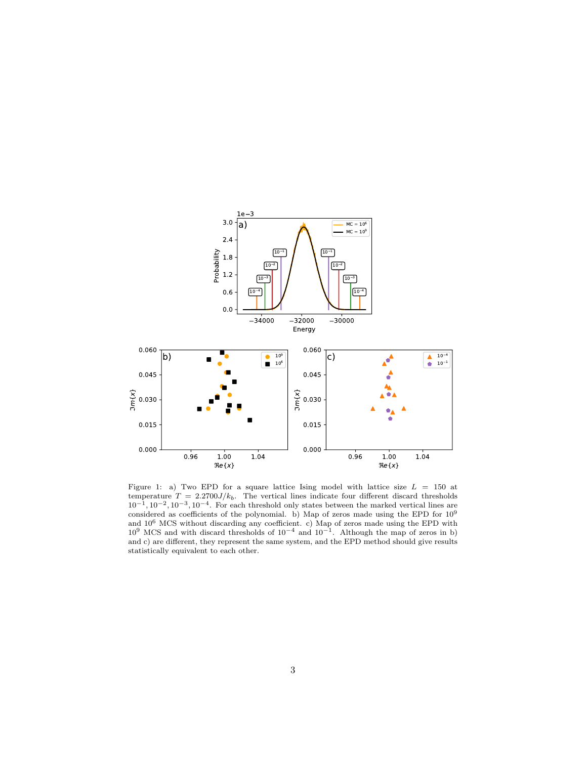Figure 1: a) Two EPD for a square lattice Ising model with lattice size $L = 150$ at temperature $T = 2.2700J/k_b$. The vertical lines indicate four different discard thresholds $10^{-1}, 10^{-2}, 10^{-3}, 10^{-4}$. For each threshold only states between the marked vertical lines are considered as coefficients of the polynomial. b) Map of zeros made using the EPD for $10^9$ and $10^6$ MCS without discarding any coefficient. c) Map of zeros made using the EPD with $10^9$ MCS and with discard thresholds of $10^{-4}$ and $10^{-1}$. Although the map of zeros in b) and c) are different, they represent the same system, and the EPD method should give results statistically equivalent to each other.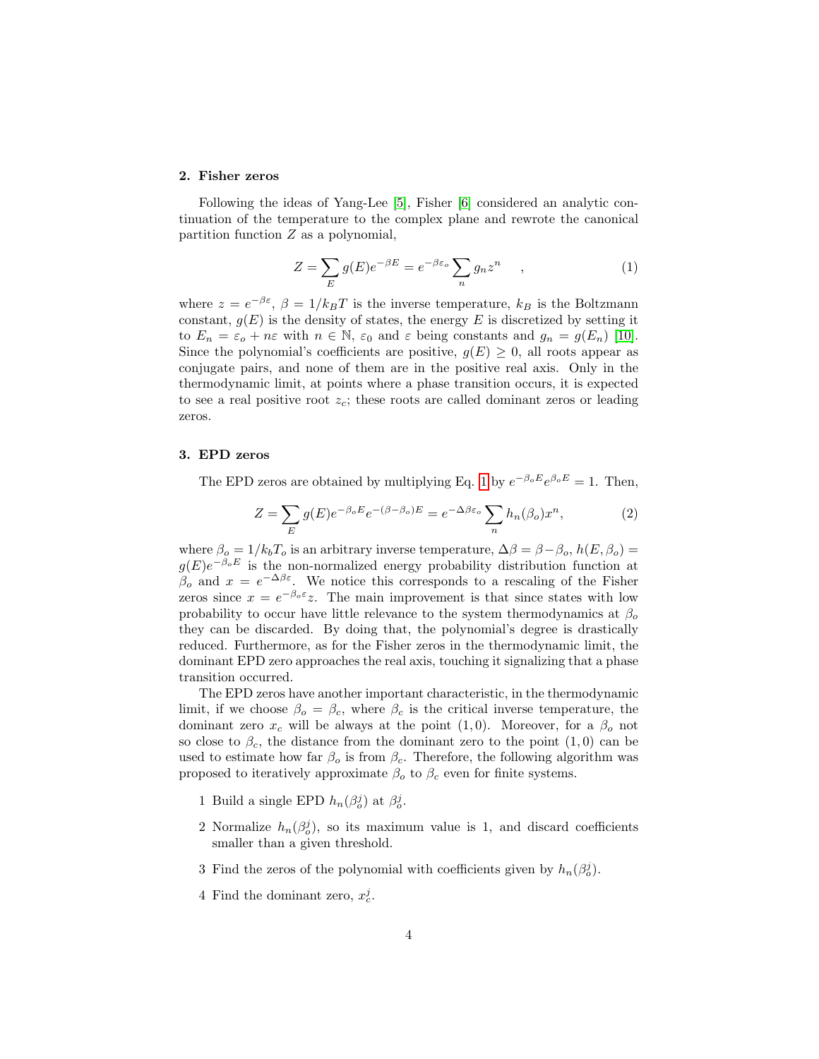## 2. Fisher zeros

Following the ideas of Yang-Lee [5], Fisher [6] considered an analytic continuation of the temperature to the complex plane and rewrote the canonical partition function $Z$ as a polynomial,

$$Z = \sum_E g(E)e^{-\beta E} = e^{-\beta\varepsilon_o}\sum_n g_n z^n \quad , \tag{1}$$

where $z = e^{-\beta\varepsilon}$, $\beta = 1/k_B T$ is the inverse temperature, $k_B$ is the Boltzmann constant, $g(E)$ is the density of states, the energy $E$ is discretized by setting it to $E_n = \varepsilon_o + n\varepsilon$ with $n \in \mathbb{N}$, $\varepsilon_0$ and $\varepsilon$ being constants and $g_n = g(E_n)$ [10]. Since the polynomial's coefficients are positive, $g(E) \geq 0$, all roots appear as conjugate pairs, and none of them are in the positive real axis. Only in the thermodynamic limit, at points where a phase transition occurs, it is expected to see a real positive root $z_c$; these roots are called dominant zeros or leading zeros.

## 3. EPD zeros

The EPD zeros are obtained by multiplying Eq. 1 by $e^{-\beta_o E}e^{\beta_o E} = 1$. Then,

$$Z = \sum_E g(E)e^{-\beta_o E}e^{-(\beta-\beta_o)E} = e^{-\Delta\beta\varepsilon_o}\sum_n h_n(\beta_o)x^n, \tag{2}$$

where $\beta_o = 1/k_b T_o$ is an arbitrary inverse temperature, $\Delta\beta = \beta - \beta_o$, $h(E, \beta_o) = g(E)e^{-\beta_o E}$ is the non-normalized energy probability distribution function at $\beta_o$ and $x = e^{-\Delta\beta\varepsilon}$. We notice this corresponds to a rescaling of the Fisher zeros since $x = e^{-\beta_o\varepsilon}z$. The main improvement is that since states with low probability to occur have little relevance to the system thermodynamics at $\beta_o$ they can be discarded. By doing that, the polynomial's degree is drastically reduced. Furthermore, as for the Fisher zeros in the thermodynamic limit, the dominant EPD zero approaches the real axis, touching it signalizing that a phase transition occurred.

The EPD zeros have another important characteristic, in the thermodynamic limit, if we choose $\beta_o = \beta_c$, where $\beta_c$ is the critical inverse temperature, the dominant zero $x_c$ will be always at the point $(1, 0)$. Moreover, for a $\beta_o$ not so close to $\beta_c$, the distance from the dominant zero to the point $(1, 0)$ can be used to estimate how far $\beta_o$ is from $\beta_c$. Therefore, the following algorithm was proposed to iteratively approximate $\beta_o$ to $\beta_c$ even for finite systems.

1. Build a single EPD $h_n(\beta_o^j)$ at $\beta_o^j$.
2. Normalize $h_n(\beta_o^j)$, so its maximum value is 1, and discard coefficients smaller than a given threshold.
3. Find the zeros of the polynomial with coefficients given by $h_n(\beta_o^j)$.
4. Find the dominant zero, $x_c^j$.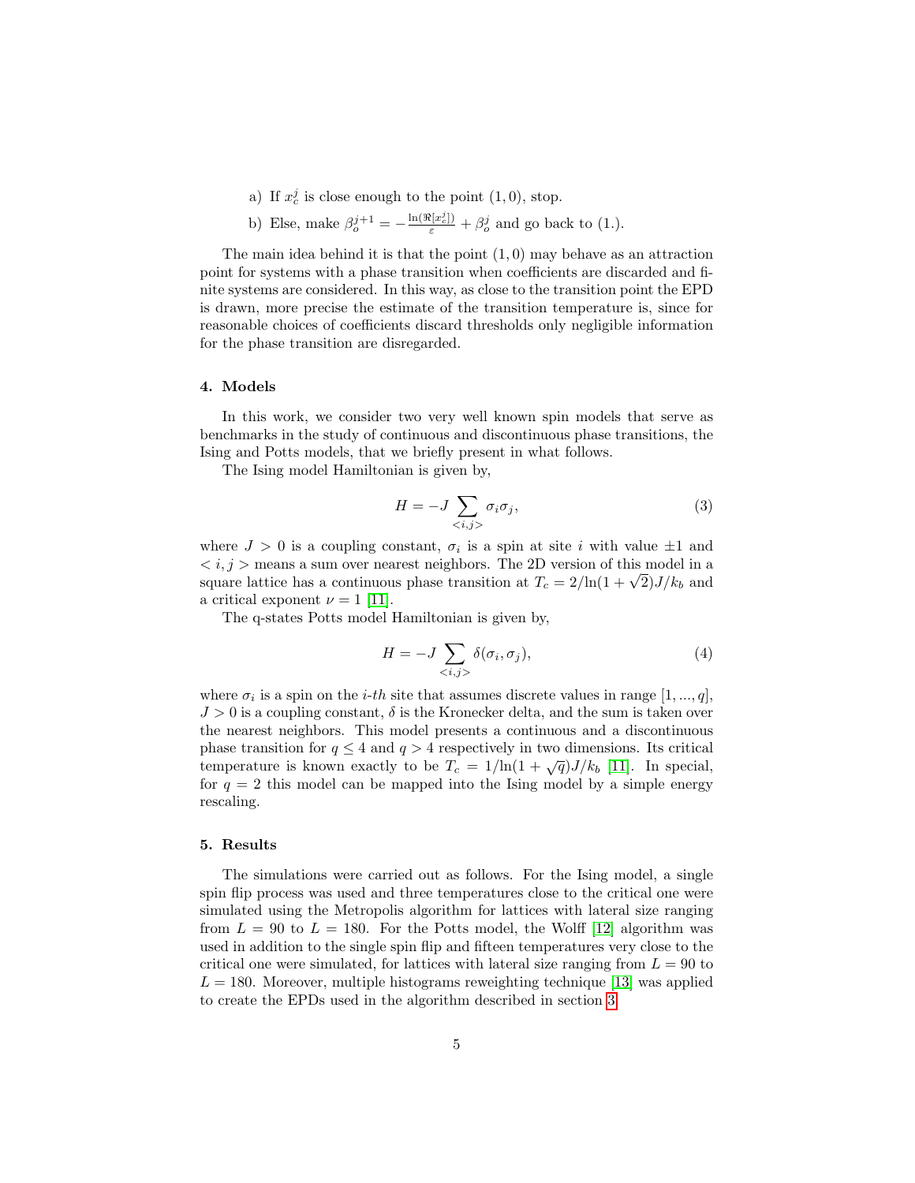a) If $x_c^j$ is close enough to the point $(1, 0)$, stop.

b) Else, make $\beta_o^{j+1} = -\frac{\ln(\Re[x_c^j])}{\varepsilon} + \beta_o^j$ and go back to (1.).

The main idea behind it is that the point $(1, 0)$ may behave as an attraction point for systems with a phase transition when coefficients are discarded and finite systems are considered. In this way, as close to the transition point the EPD is drawn, more precise the estimate of the transition temperature is, since for reasonable choices of coefficients discard thresholds only negligible information for the phase transition are disregarded.

## 4. Models

In this work, we consider two very well known spin models that serve as benchmarks in the study of continuous and discontinuous phase transitions, the Ising and Potts models, that we briefly present in what follows.

The Ising model Hamiltonian is given by,

$$H = -J \sum_{<i,j>} \sigma_i \sigma_j, \tag{3}$$

where $J > 0$ is a coupling constant, $\sigma_i$ is a spin at site $i$ with value $\pm 1$ and $< i, j >$ means a sum over nearest neighbors. The 2D version of this model in a square lattice has a continuous phase transition at $T_c = 2/\ln(1 + \sqrt{2})J/k_b$ and a critical exponent $\nu = 1$ [11].

The q-states Potts model Hamiltonian is given by,

$$H = -J \sum_{<i,j>} \delta(\sigma_i, \sigma_j), \tag{4}$$

where $\sigma_i$ is a spin on the *i-th* site that assumes discrete values in range $[1, ..., q]$, $J > 0$ is a coupling constant, $\delta$ is the Kronecker delta, and the sum is taken over the nearest neighbors. This model presents a continuous and a discontinuous phase transition for $q \leq 4$ and $q > 4$ respectively in two dimensions. Its critical temperature is known exactly to be $T_c = 1/\ln(1 + \sqrt{q})J/k_b$ [11]. In special, for $q = 2$ this model can be mapped into the Ising model by a simple energy rescaling.

## 5. Results

The simulations were carried out as follows. For the Ising model, a single spin flip process was used and three temperatures close to the critical one were simulated using the Metropolis algorithm for lattices with lateral size ranging from $L = 90$ to $L = 180$. For the Potts model, the Wolff [12] algorithm was used in addition to the single spin flip and fifteen temperatures very close to the critical one were simulated, for lattices with lateral size ranging from $L = 90$ to $L = 180$. Moreover, multiple histograms reweighting technique [13] was applied to create the EPDs used in the algorithm described in section 3.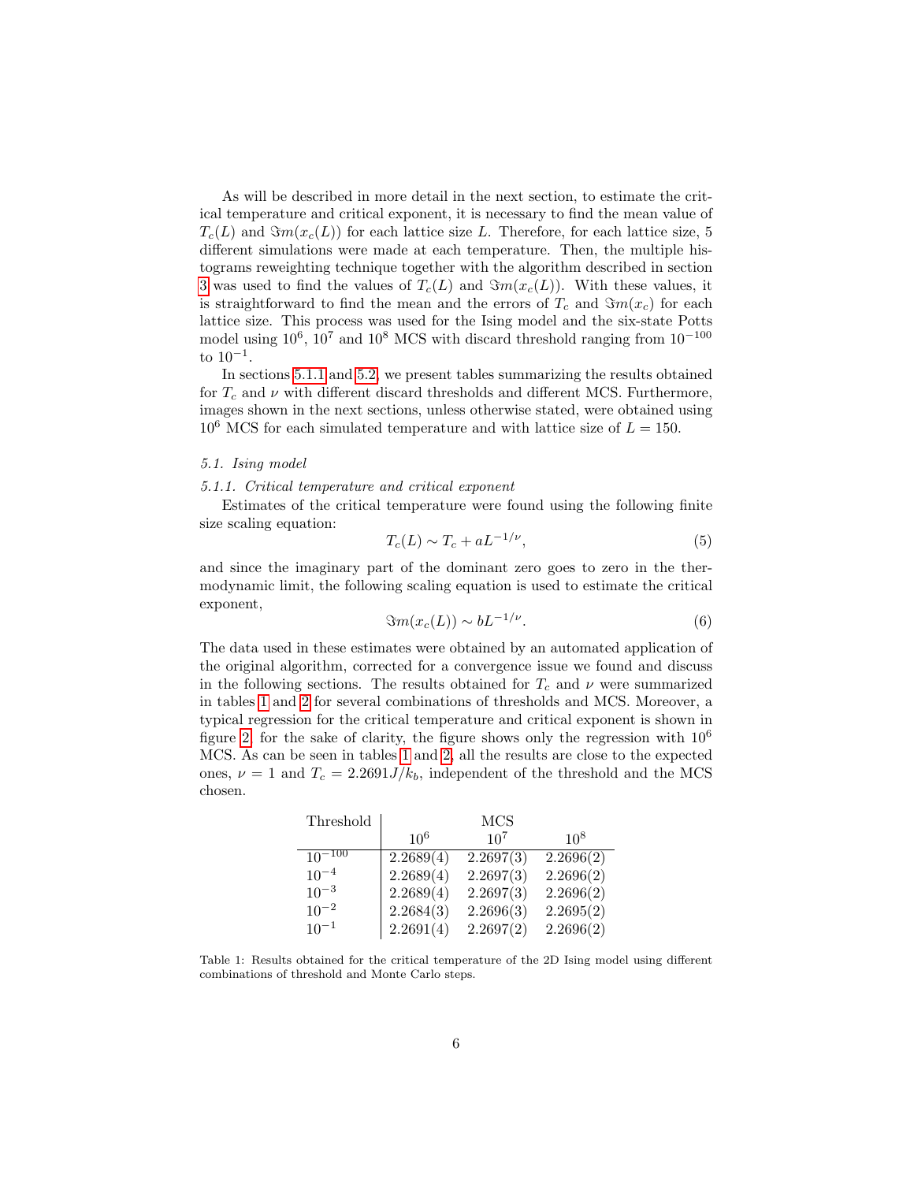As will be described in more detail in the next section, to estimate the critical temperature and critical exponent, it is necessary to find the mean value of $T_c(L)$ and $\Im m(x_c(L))$ for each lattice size $L$. Therefore, for each lattice size, 5 different simulations were made at each temperature. Then, the multiple histograms reweighting technique together with the algorithm described in section 3 was used to find the values of $T_c(L)$ and $\Im m(x_c(L))$. With these values, it is straightforward to find the mean and the errors of $T_c$ and $\Im m(x_c)$ for each lattice size. This process was used for the Ising model and the six-state Potts model using $10^6$, $10^7$ and $10^8$ MCS with discard threshold ranging from $10^{-100}$ to $10^{-1}$.

In sections 5.1.1 and 5.2, we present tables summarizing the results obtained for $T_c$ and $\nu$ with different discard thresholds and different MCS. Furthermore, images shown in the next sections, unless otherwise stated, were obtained using $10^6$ MCS for each simulated temperature and with lattice size of $L = 150$.

### 5.1. Ising model

#### 5.1.1. Critical temperature and critical exponent

Estimates of the critical temperature were found using the following finite size scaling equation:

$$T_c(L) \sim T_c + aL^{-1/\nu}, \tag{5}$$

and since the imaginary part of the dominant zero goes to zero in the thermodynamic limit, the following scaling equation is used to estimate the critical exponent,

$$\Im m(x_c(L)) \sim bL^{-1/\nu}. \tag{6}$$

The data used in these estimates were obtained by an automated application of the original algorithm, corrected for a convergence issue we found and discuss in the following sections. The results obtained for $T_c$ and $\nu$ were summarized in tables 1 and 2 for several combinations of thresholds and MCS. Moreover, a typical regression for the critical temperature and critical exponent is shown in figure 2, for the sake of clarity, the figure shows only the regression with $10^6$ MCS. As can be seen in tables 1 and 2, all the results are close to the expected ones, $\nu = 1$ and $T_c = 2.2691 J/k_b$, independent of the threshold and the MCS chosen.

| Threshold | MCS | | |
|---|---|---|---|
| | $10^6$ | $10^7$ | $10^8$ |
| $10^{-100}$ | 2.2689(4) | 2.2697(3) | 2.2696(2) |
| $10^{-4}$ | 2.2689(4) | 2.2697(3) | 2.2696(2) |
| $10^{-3}$ | 2.2689(4) | 2.2697(3) | 2.2696(2) |
| $10^{-2}$ | 2.2684(3) | 2.2696(3) | 2.2695(2) |
| $10^{-1}$ | 2.2691(4) | 2.2697(2) | 2.2696(2) |

Table 1: Results obtained for the critical temperature of the 2D Ising model using different combinations of threshold and Monte Carlo steps.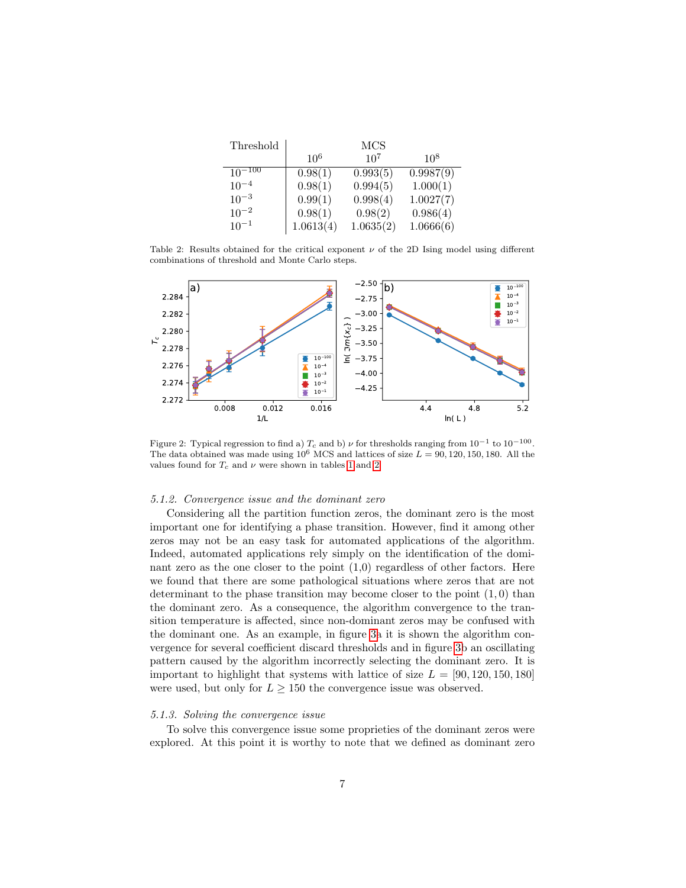| Threshold | MCS | | |
|---|---|---|---|
| | $10^6$ | $10^7$ | $10^8$ |
| $10^{-100}$ | 0.98(1) | 0.993(5) | 0.9987(9) |
| $10^{-4}$ | 0.98(1) | 0.994(5) | 1.000(1) |
| $10^{-3}$ | 0.99(1) | 0.998(4) | 1.0027(7) |
| $10^{-2}$ | 0.98(1) | 0.98(2) | 0.986(4) |
| $10^{-1}$ | 1.0613(4) | 1.0635(2) | 1.0666(6) |

Table 2: Results obtained for the critical exponent $\nu$ of the 2D Ising model using different combinations of threshold and Monte Carlo steps.

Figure 2: Typical regression to find a) $T_c$ and b) $\nu$ for thresholds ranging from $10^{-1}$ to $10^{-100}$. The data obtained was made using $10^6$ MCS and lattices of size $L = 90, 120, 150, 180$. All the values found for $T_c$ and $\nu$ were shown in tables 1 and 2.

#### *5.1.2. Convergence issue and the dominant zero*

Considering all the partition function zeros, the dominant zero is the most important one for identifying a phase transition. However, find it among other zeros may not be an easy task for automated applications of the algorithm. Indeed, automated applications rely simply on the identification of the dominant zero as the one closer to the point (1,0) regardless of other factors. Here we found that there are some pathological situations where zeros that are not determinant to the phase transition may become closer to the point $(1, 0)$ than the dominant zero. As a consequence, the algorithm convergence to the transition temperature is affected, since non-dominant zeros may be confused with the dominant one. As an example, in figure 3a it is shown the algorithm convergence for several coefficient discard thresholds and in figure 3b an oscillating pattern caused by the algorithm incorrectly selecting the dominant zero. It is important to highlight that systems with lattice of size $L = [90, 120, 150, 180]$ were used, but only for $L \geq 150$ the convergence issue was observed.

#### *5.1.3. Solving the convergence issue*

To solve this convergence issue some proprieties of the dominant zeros were explored. At this point it is worthy to note that we defined as dominant zero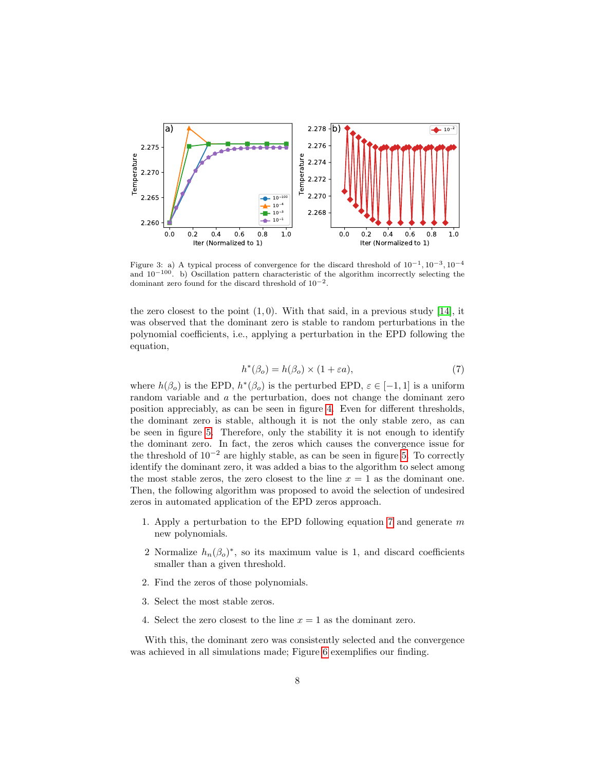Figure 3: a) A typical process of convergence for the discard threshold of $10^{-1}, 10^{-3}, 10^{-4}$ and $10^{-100}$. b) Oscillation pattern characteristic of the algorithm incorrectly selecting the dominant zero found for the discard threshold of $10^{-2}$.

the zero closest to the point $(1, 0)$. With that said, in a previous study [14], it was observed that the dominant zero is stable to random perturbations in the polynomial coefficients, i.e., applying a perturbation in the EPD following the equation,

$$h^*(\beta_o) = h(\beta_o) \times (1 + \varepsilon a), \tag{7}$$

where $h(\beta_o)$ is the EPD, $h^*(\beta_o)$ is the perturbed EPD, $\varepsilon \in [-1, 1]$ is a uniform random variable and $a$ the perturbation, does not change the dominant zero position appreciably, as can be seen in figure 4. Even for different thresholds, the dominant zero is stable, although it is not the only stable zero, as can be seen in figure 5. Therefore, only the stability it is not enough to identify the dominant zero. In fact, the zeros which causes the convergence issue for the threshold of $10^{-2}$ are highly stable, as can be seen in figure 5. To correctly identify the dominant zero, it was added a bias to the algorithm to select among the most stable zeros, the zero closest to the line $x = 1$ as the dominant one. Then, the following algorithm was proposed to avoid the selection of undesired zeros in automated application of the EPD zeros approach.

1. Apply a perturbation to the EPD following equation 7 and generate $m$ new polynomials.

2 Normalize $h_n(\beta_o)^*$, so its maximum value is 1, and discard coefficients smaller than a given threshold.

2. Find the zeros of those polynomials.

3. Select the most stable zeros.

4. Select the zero closest to the line $x = 1$ as the dominant zero.

With this, the dominant zero was consistently selected and the convergence was achieved in all simulations made; Figure 6 exemplifies our finding.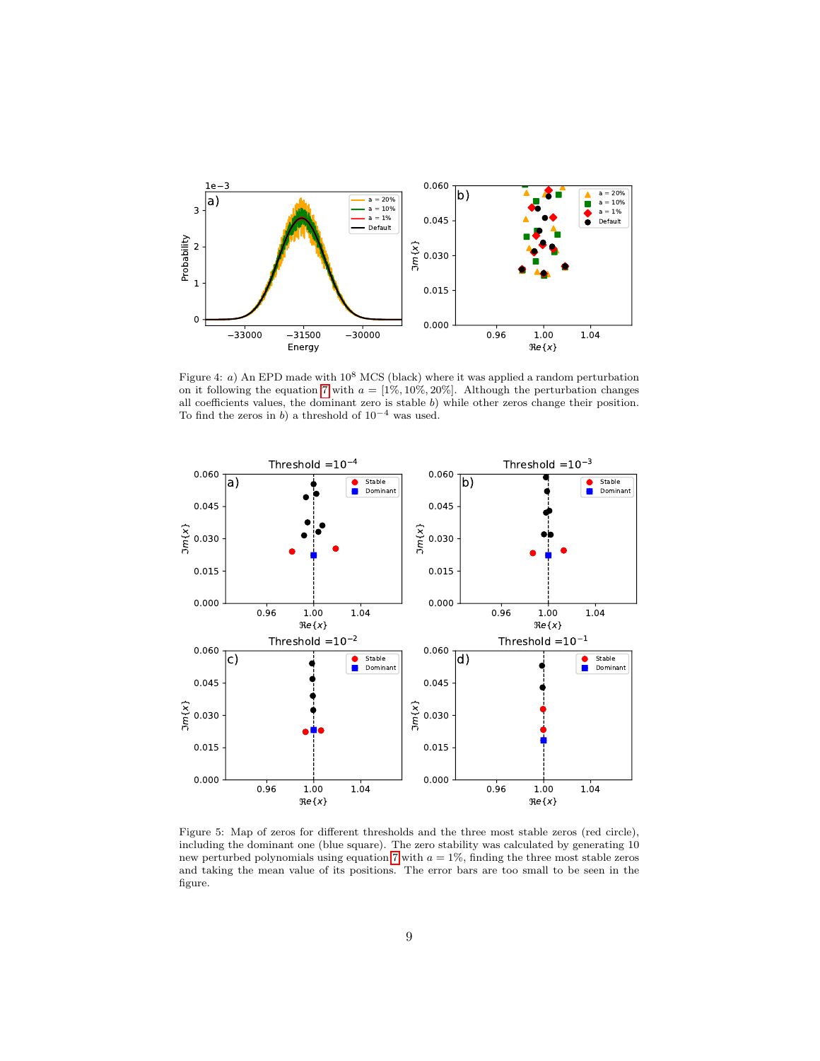Figure 4: $a$) An EPD made with $10^8$ MCS (black) where it was applied a random perturbation on it following the equation 7 with $a = [1\%, 10\%, 20\%]$. Although the perturbation changes all coefficients values, the dominant zero is stable $b$) while other zeros change their position. To find the zeros in $b$) a threshold of $10^{-4}$ was used.

Figure 5: Map of zeros for different thresholds and the three most stable zeros (red circle), including the dominant one (blue square). The zero stability was calculated by generating 10 new perturbed polynomials using equation 7 with $a = 1\%$, finding the three most stable zeros and taking the mean value of its positions. The error bars are too small to be seen in the figure.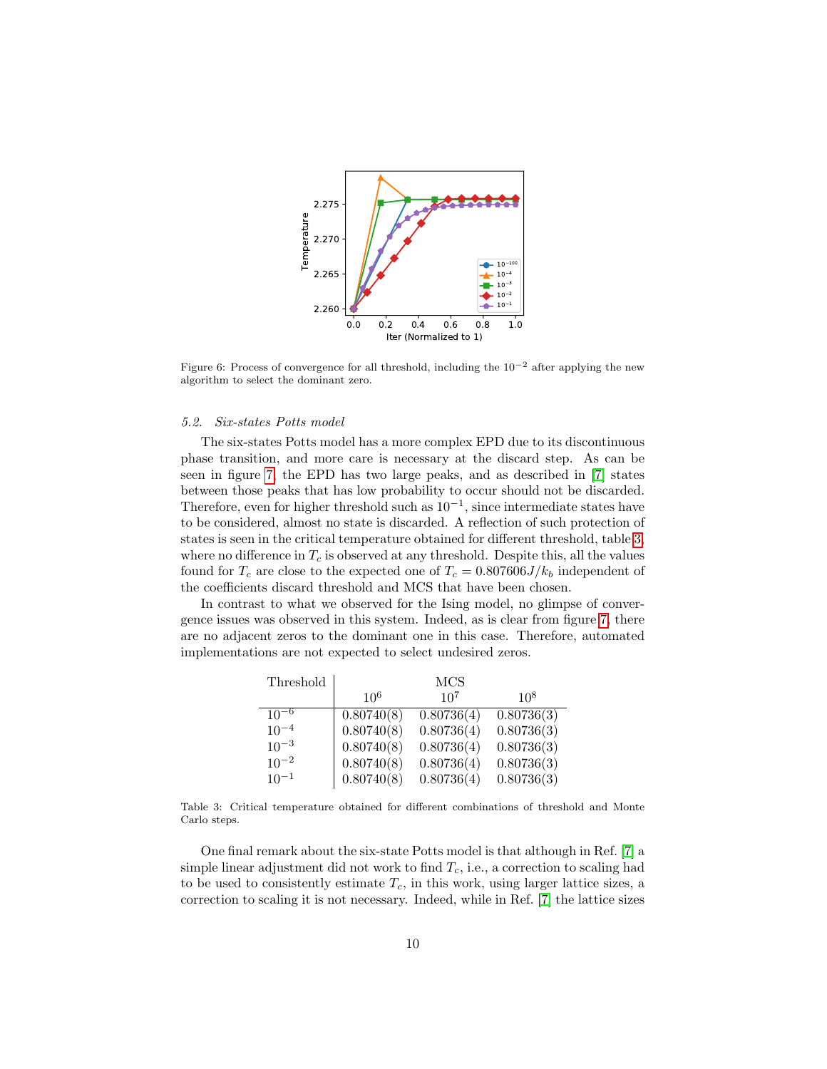Figure 6: Process of convergence for all threshold, including the $10^{-2}$ after applying the new algorithm to select the dominant zero.

### 5.2. Six-states Potts model

The six-states Potts model has a more complex EPD due to its discontinuous phase transition, and more care is necessary at the discard step. As can be seen in figure 7, the EPD has two large peaks, and as described in [7] states between those peaks that has low probability to occur should not be discarded. Therefore, even for higher threshold such as $10^{-1}$, since intermediate states have to be considered, almost no state is discarded. A reflection of such protection of states is seen in the critical temperature obtained for different threshold, table 3, where no difference in $T_c$ is observed at any threshold. Despite this, all the values found for $T_c$ are close to the expected one of $T_c = 0.807606J/k_b$ independent of the coefficients discard threshold and MCS that have been chosen.

In contrast to what we observed for the Ising model, no glimpse of convergence issues was observed in this system. Indeed, as is clear from figure 7, there are no adjacent zeros to the dominant one in this case. Therefore, automated implementations are not expected to select undesired zeros.

| Threshold | MCS | | |
|---|---|---|---|
| | $10^6$ | $10^7$ | $10^8$ |
| $10^{-6}$ | 0.80740(8) | 0.80736(4) | 0.80736(3) |
| $10^{-4}$ | 0.80740(8) | 0.80736(4) | 0.80736(3) |
| $10^{-3}$ | 0.80740(8) | 0.80736(4) | 0.80736(3) |
| $10^{-2}$ | 0.80740(8) | 0.80736(4) | 0.80736(3) |
| $10^{-1}$ | 0.80740(8) | 0.80736(4) | 0.80736(3) |

Table 3: Critical temperature obtained for different combinations of threshold and Monte Carlo steps.

One final remark about the six-state Potts model is that although in Ref. [7] a simple linear adjustment did not work to find $T_c$, i.e., a correction to scaling had to be used to consistently estimate $T_c$, in this work, using larger lattice sizes, a correction to scaling it is not necessary. Indeed, while in Ref. [7] the lattice sizes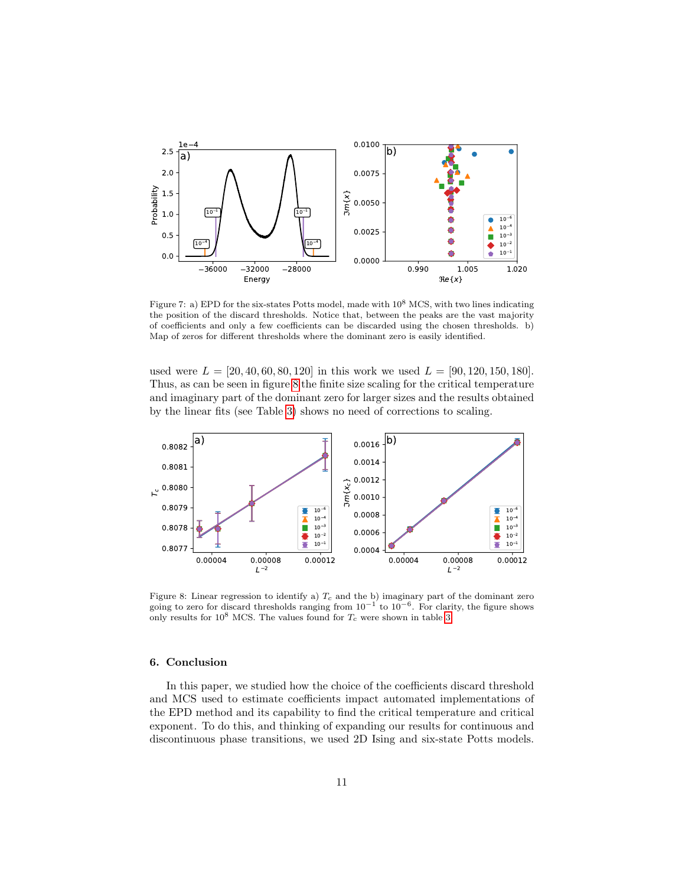Figure 7: a) EPD for the six-states Potts model, made with $10^8$ MCS, with two lines indicating the position of the discard thresholds. Notice that, between the peaks are the vast majority of coefficients and only a few coefficients can be discarded using the chosen thresholds. b) Map of zeros for different thresholds where the dominant zero is easily identified.

used were $L = [20, 40, 60, 80, 120]$ in this work we used $L = [90, 120, 150, 180]$. Thus, as can be seen in figure 8 the finite size scaling for the critical temperature and imaginary part of the dominant zero for larger sizes and the results obtained by the linear fits (see Table 3) shows no need of corrections to scaling.

Figure 8: Linear regression to identify a) $T_c$ and the b) imaginary part of the dominant zero going to zero for discard thresholds ranging from $10^{-1}$ to $10^{-6}$. For clarity, the figure shows only results for $10^8$ MCS. The values found for $T_c$ were shown in table 3.

## 6. Conclusion

In this paper, we studied how the choice of the coefficients discard threshold and MCS used to estimate coefficients impact automated implementations of the EPD method and its capability to find the critical temperature and critical exponent. To do this, and thinking of expanding our results for continuous and discontinuous phase transitions, we used 2D Ising and six-state Potts models.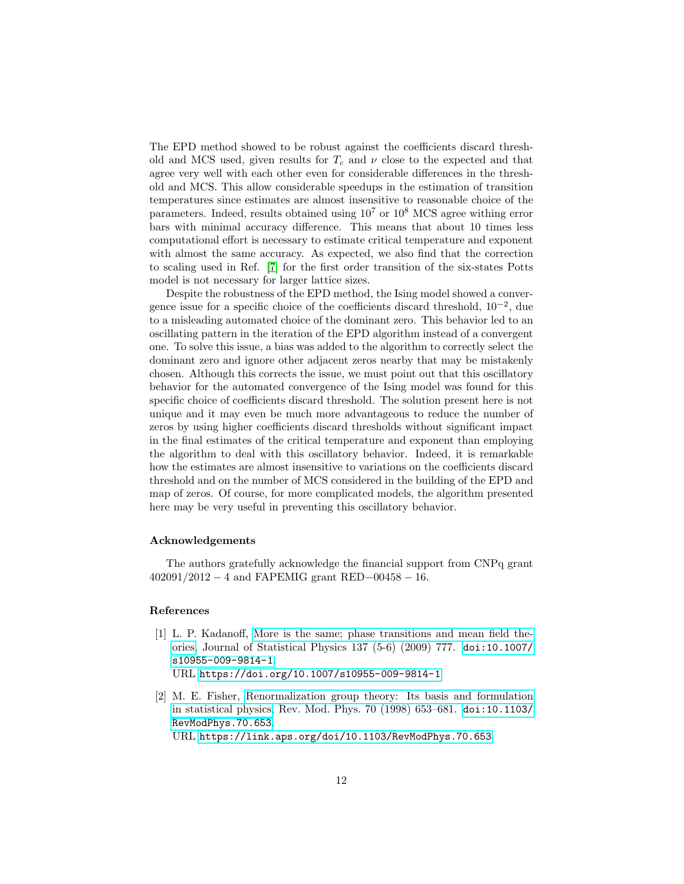The EPD method showed to be robust against the coefficients discard threshold and MCS used, given results for $T_c$ and $\nu$ close to the expected and that agree very well with each other even for considerable differences in the threshold and MCS. This allow considerable speedups in the estimation of transition temperatures since estimates are almost insensitive to reasonable choice of the parameters. Indeed, results obtained using $10^7$ or $10^8$ MCS agree withing error bars with minimal accuracy difference. This means that about 10 times less computational effort is necessary to estimate critical temperature and exponent with almost the same accuracy. As expected, we also find that the correction to scaling used in Ref. [7] for the first order transition of the six-states Potts model is not necessary for larger lattice sizes.

Despite the robustness of the EPD method, the Ising model showed a convergence issue for a specific choice of the coefficients discard threshold, $10^{-2}$, due to a misleading automated choice of the dominant zero. This behavior led to an oscillating pattern in the iteration of the EPD algorithm instead of a convergent one. To solve this issue, a bias was added to the algorithm to correctly select the dominant zero and ignore other adjacent zeros nearby that may be mistakenly chosen. Although this corrects the issue, we must point out that this oscillatory behavior for the automated convergence of the Ising model was found for this specific choice of coefficients discard threshold. The solution present here is not unique and it may even be much more advantageous to reduce the number of zeros by using higher coefficients discard thresholds without significant impact in the final estimates of the critical temperature and exponent than employing the algorithm to deal with this oscillatory behavior. Indeed, it is remarkable how the estimates are almost insensitive to variations on the coefficients discard threshold and on the number of MCS considered in the building of the EPD and map of zeros. Of course, for more complicated models, the algorithm presented here may be very useful in preventing this oscillatory behavior.

### Acknowledgements

The authors gratefully acknowledge the financial support from CNPq grant $402091/2012-4$ and FAPEMIG grant RED$-00458-16$.

### References

[1] L. P. Kadanoff, More is the same; phase transitions and mean field theories, Journal of Statistical Physics 137 (5-6) (2009) 777. doi:10.1007/s10955-009-9814-1.
URL https://doi.org/10.1007/s10955-009-9814-1

[2] M. E. Fisher, Renormalization group theory: Its basis and formulation in statistical physics, Rev. Mod. Phys. 70 (1998) 653–681. doi:10.1103/RevModPhys.70.653.
URL https://link.aps.org/doi/10.1103/RevModPhys.70.653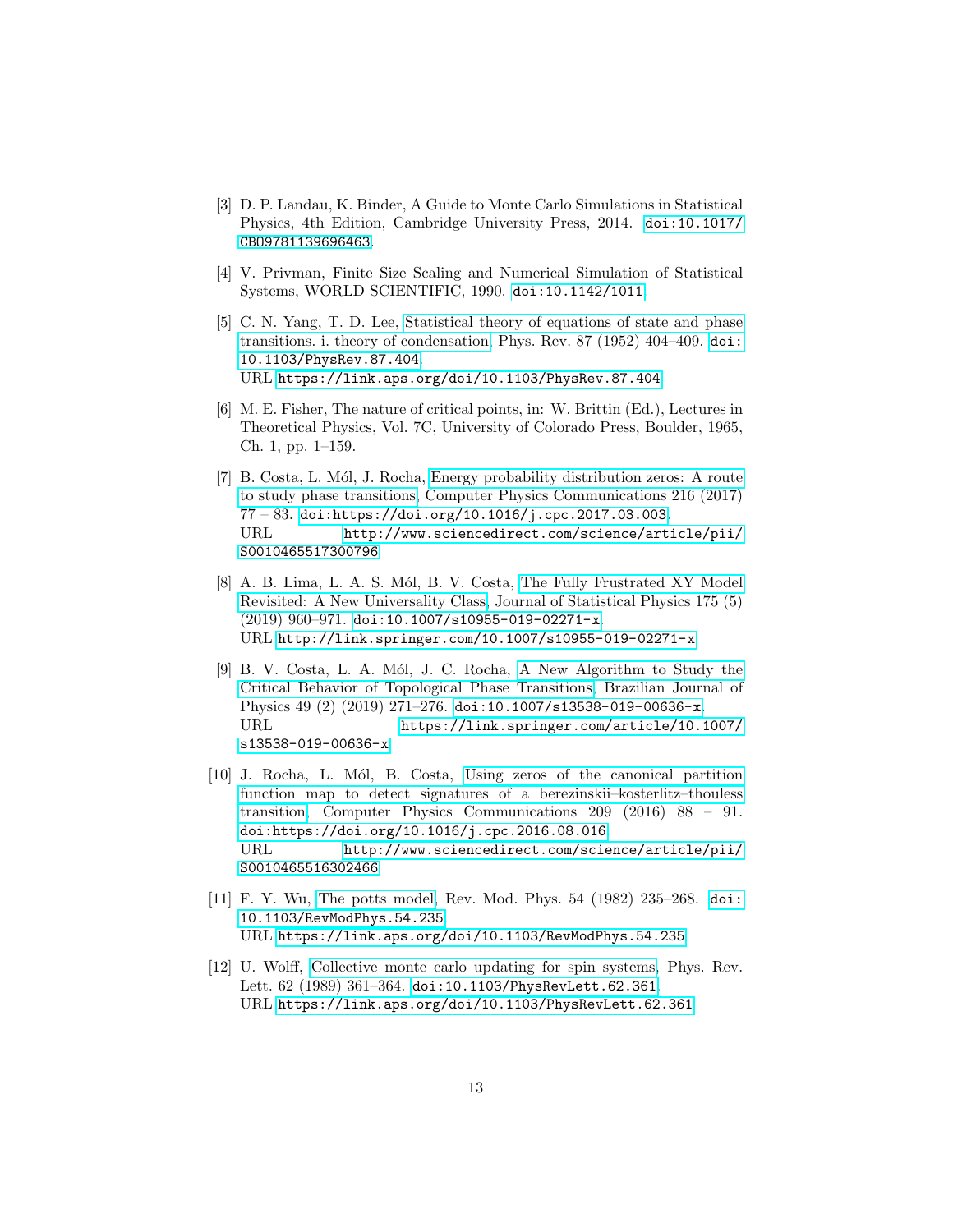[3] D. P. Landau, K. Binder, A Guide to Monte Carlo Simulations in Statistical Physics, 4th Edition, Cambridge University Press, 2014. doi:10.1017/CBO9781139696463.

[4] V. Privman, Finite Size Scaling and Numerical Simulation of Statistical Systems, WORLD SCIENTIFIC, 1990. doi:10.1142/1011.

[5] C. N. Yang, T. D. Lee, Statistical theory of equations of state and phase transitions. i. theory of condensation, Phys. Rev. 87 (1952) 404–409. doi:10.1103/PhysRev.87.404.
URL https://link.aps.org/doi/10.1103/PhysRev.87.404

[6] M. E. Fisher, The nature of critical points, in: W. Brittin (Ed.), Lectures in Theoretical Physics, Vol. 7C, University of Colorado Press, Boulder, 1965, Ch. 1, pp. 1–159.

[7] B. Costa, L. Mól, J. Rocha, Energy probability distribution zeros: A route to study phase transitions, Computer Physics Communications 216 (2017) 77 – 83. doi:https://doi.org/10.1016/j.cpc.2017.03.003.
URL http://www.sciencedirect.com/science/article/pii/S0010465517300796

[8] A. B. Lima, L. A. S. Mól, B. V. Costa, The Fully Frustrated XY Model Revisited: A New Universality Class, Journal of Statistical Physics 175 (5) (2019) 960–971. doi:10.1007/s10955-019-02271-x.
URL http://link.springer.com/10.1007/s10955-019-02271-x

[9] B. V. Costa, L. A. Mól, J. C. Rocha, A New Algorithm to Study the Critical Behavior of Topological Phase Transitions, Brazilian Journal of Physics 49 (2) (2019) 271–276. doi:10.1007/s13538-019-00636-x.
URL https://link.springer.com/article/10.1007/s13538-019-00636-x

[10] J. Rocha, L. Mól, B. Costa, Using zeros of the canonical partition function map to detect signatures of a berezinskii–kosterlitz–thouless transition, Computer Physics Communications 209 (2016) 88 – 91. doi:https://doi.org/10.1016/j.cpc.2016.08.016.
URL http://www.sciencedirect.com/science/article/pii/S0010465516302466

[11] F. Y. Wu, The potts model, Rev. Mod. Phys. 54 (1982) 235–268. doi:10.1103/RevModPhys.54.235.
URL https://link.aps.org/doi/10.1103/RevModPhys.54.235

[12] U. Wolff, Collective monte carlo updating for spin systems, Phys. Rev. Lett. 62 (1989) 361–364. doi:10.1103/PhysRevLett.62.361.
URL https://link.aps.org/doi/10.1103/PhysRevLett.62.361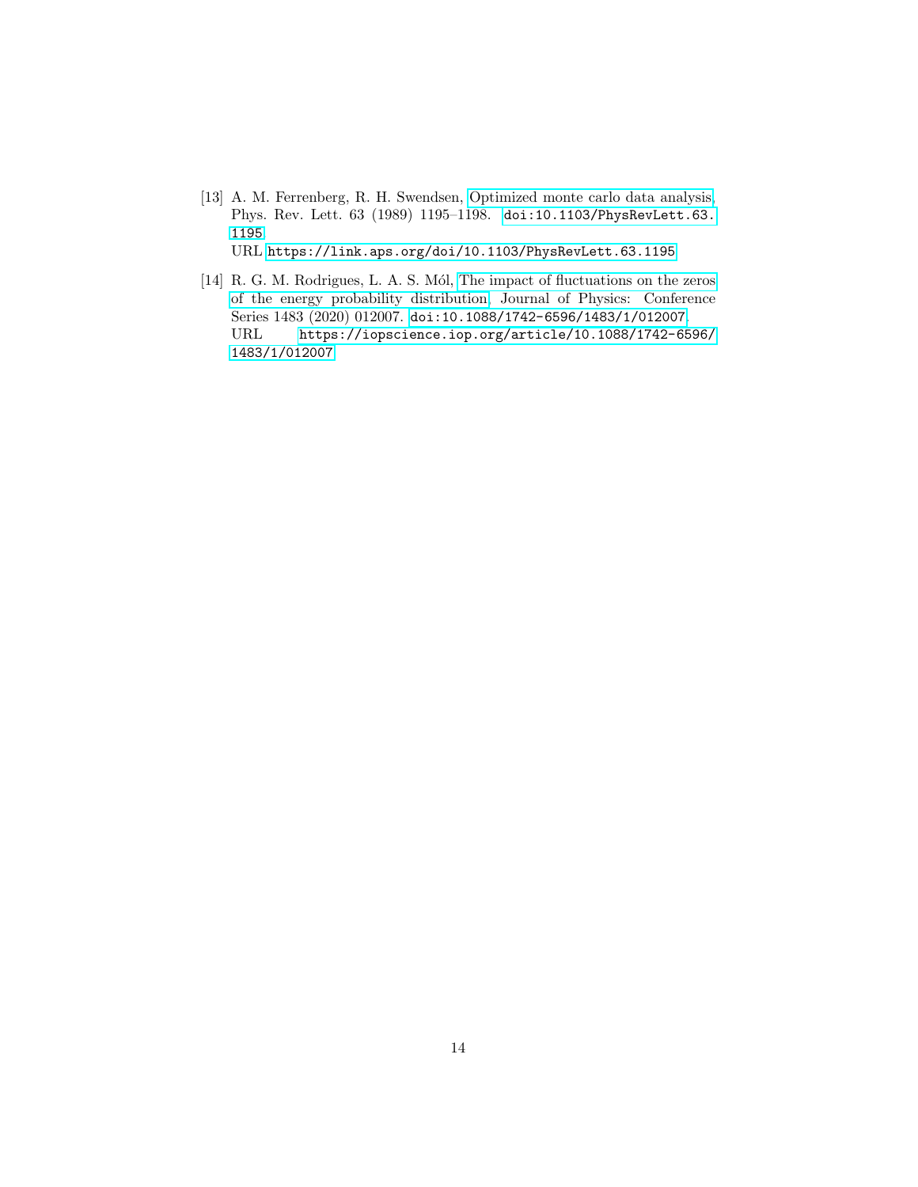[13] A. M. Ferrenberg, R. H. Swendsen, Optimized monte carlo data analysis, Phys. Rev. Lett. 63 (1989) 1195–1198. doi:10.1103/PhysRevLett.63.1195.
URL https://link.aps.org/doi/10.1103/PhysRevLett.63.1195

[14] R. G. M. Rodrigues, L. A. S. Mól, The impact of fluctuations on the zeros of the energy probability distribution, Journal of Physics: Conference Series 1483 (2020) 012007. doi:10.1088/1742-6596/1483/1/012007.
URL https://iopscience.iop.org/article/10.1088/1742-6596/1483/1/012007